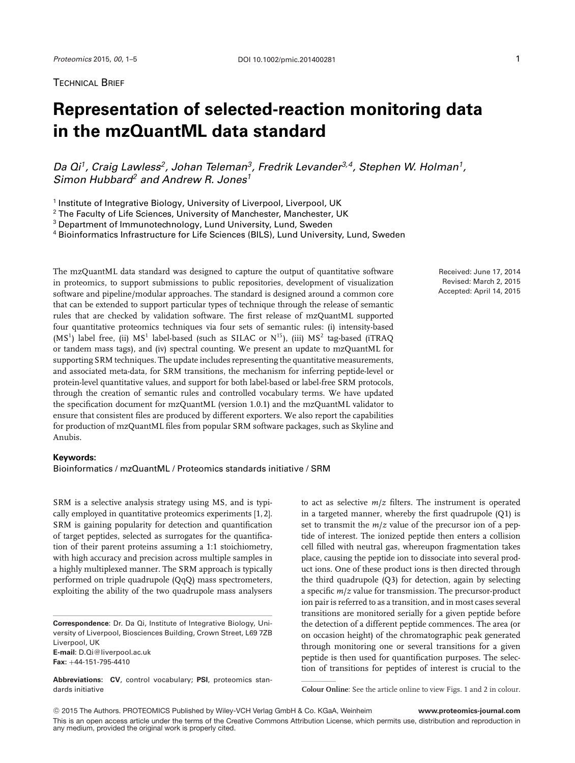TECHNICAL BRIEF

# Representation of selected-reaction monitoring data in the mzQuantML data standard

*Da Qi[1], Craig Lawless[2], Johan Teleman[3], Fredrik Levander[3,4], Stephen W. Holman[1], Simon Hubbard[2] and Andrew R. Jones[1]*

[1] Institute of Integrative Biology, University of Liverpool, Liverpool, UK
[2] The Faculty of Life Sciences, University of Manchester, Manchester, UK
[3] Department of Immunotechnology, Lund University, Lund, Sweden
[4] Bioinformatics Infrastructure for Life Sciences (BILS), Lund University, Lund, Sweden

Received: June 17, 2014
Revised: March 2, 2015
Accepted: April 14, 2015

The mzQuantML data standard was designed to capture the output of quantitative software in proteomics, to support submissions to public repositories, development of visualization software and pipeline/modular approaches. The standard is designed around a common core that can be extended to support particular types of technique through the release of semantic rules that are checked by validation software. The first release of mzQuantML supported four quantitative proteomics techniques via four sets of semantic rules: (i) intensity-based ($MS^1$) label free, (ii) $MS^1$ label-based (such as SILAC or $N^{15}$), (iii) $MS^2$ tag-based (iTRAQ or tandem mass tags), and (iv) spectral counting. We present an update to mzQuantML for supporting SRM techniques. The update includes representing the quantitative measurements, and associated meta-data, for SRM transitions, the mechanism for inferring peptide-level or protein-level quantitative values, and support for both label-based or label-free SRM protocols, through the creation of semantic rules and controlled vocabulary terms. We have updated the specification document for mzQuantML (version 1.0.1) and the mzQuantML validator to ensure that consistent files are produced by different exporters. We also report the capabilities for production of mzQuantML files from popular SRM software packages, such as Skyline and Anubis.

**Keywords:**
Bioinformatics / mzQuantML / Proteomics standards initiative / SRM

SRM is a selective analysis strategy using MS, and is typically employed in quantitative proteomics experiments [1,2]. SRM is gaining popularity for detection and quantification of target peptides, selected as surrogates for the quantification of their parent proteins assuming a 1:1 stoichiometry, with high accuracy and precision across multiple samples in a highly multiplexed manner. The SRM approach is typically performed on triple quadrupole (QqQ) mass spectrometers, exploiting the ability of the two quadrupole mass analysers to act as selective *m/z* filters. The instrument is operated in a targeted manner, whereby the first quadrupole (Q1) is set to transmit the *m/z* value of the precursor ion of a peptide of interest. The ionized peptide then enters a collision cell filled with neutral gas, whereupon fragmentation takes place, causing the peptide ion to dissociate into several product ions. One of these product ions is then directed through the third quadrupole (Q3) for detection, again by selecting a specific *m/z* value for transmission. The precursor-product ion pair is referred to as a transition, and in most cases several transitions are monitored serially for a given peptide before the detection of a different peptide commences. The area (or on occasion height) of the chromatographic peak generated through monitoring one or several transitions for a given peptide is then used for quantification purposes. The selection of transitions for peptides of interest is crucial to the

**Correspondence**: Dr. Da Qi, Institute of Integrative Biology, University of Liverpool, Biosciences Building, Crown Street, L69 7ZB Liverpool, UK
**E-mail**: D.Qi@liverpool.ac.uk
**Fax**: +44-151-795-4410

**Abbreviations: CV**, control vocabulary; **PSI**, proteomics standards initiative

**Colour Online**: See the article online to view Figs. 1 and 2 in colour.

© 2015 The Authors. PROTEOMICS Published by Wiley-VCH Verlag GmbH & Co. KGaA, Weinheim www.proteomics-journal.com
This is an open access article under the terms of the Creative Commons Attribution License, which permits use, distribution and reproduction in any medium, provided the original work is properly cited.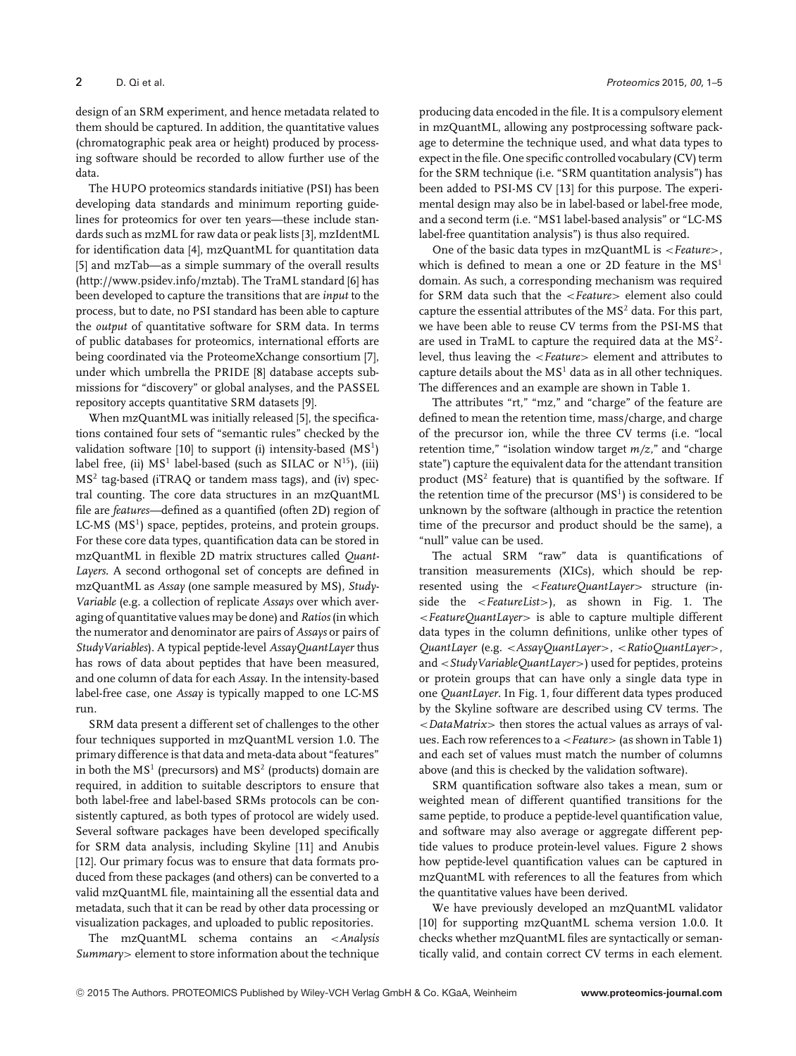design of an SRM experiment, and hence metadata related to them should be captured. In addition, the quantitative values (chromatographic peak area or height) produced by processing software should be recorded to allow further use of the data.

The HUPO proteomics standards initiative (PSI) has been developing data standards and minimum reporting guidelines for proteomics for over ten years—these include standards such as mzML for raw data or peak lists [3], mzIdentML for identification data [4], mzQuantML for quantitation data [5] and mzTab—as a simple summary of the overall results (http://www.psidev.info/mztab). The TraML standard [6] has been developed to capture the transitions that are *input* to the process, but to date, no PSI standard has been able to capture the *output* of quantitative software for SRM data. In terms of public databases for proteomics, international efforts are being coordinated via the ProteomeXchange consortium [7], under which umbrella the PRIDE [8] database accepts submissions for "discovery" or global analyses, and the PASSEL repository accepts quantitative SRM datasets [9].

When mzQuantML was initially released [5], the specifications contained four sets of "semantic rules" checked by the validation software [10] to support (i) intensity-based ($MS^1$) label free, (ii) $MS^1$ label-based (such as SILAC or $N^{15}$), (iii) $MS^2$ tag-based (iTRAQ or tandem mass tags), and (iv) spectral counting. The core data structures in an mzQuantML file are *features*—defined as a quantified (often 2D) region of LC-MS ($MS^1$) space, peptides, proteins, and protein groups. For these core data types, quantification data can be stored in mzQuantML in flexible 2D matrix structures called *QuantLayers*. A second orthogonal set of concepts are defined in mzQuantML as *Assay* (one sample measured by MS), *StudyVariable* (e.g. a collection of replicate *Assays* over which averaging of quantitative values may be done) and *Ratios* (in which the numerator and denominator are pairs of *Assays* or pairs of *StudyVariables*). A typical peptide-level *AssayQuantLayer* thus has rows of data about peptides that have been measured, and one column of data for each *Assay*. In the intensity-based label-free case, one *Assay* is typically mapped to one LC-MS run.

SRM data present a different set of challenges to the other four techniques supported in mzQuantML version 1.0. The primary difference is that data and meta-data about "features" in both the $MS^1$ (precursors) and $MS^2$ (products) domain are required, in addition to suitable descriptors to ensure that both label-free and label-based SRMs protocols can be consistently captured, as both types of protocol are widely used. Several software packages have been developed specifically for SRM data analysis, including Skyline [11] and Anubis [12]. Our primary focus was to ensure that data formats produced from these packages (and others) can be converted to a valid mzQuantML file, maintaining all the essential data and metadata, such that it can be read by other data processing or visualization packages, and uploaded to public repositories.

The mzQuantML schema contains an *<Analysis Summary>* element to store information about the technique producing data encoded in the file. It is a compulsory element in mzQuantML, allowing any postprocessing software package to determine the technique used, and what data types to expect in the file. One specific controlled vocabulary (CV) term for the SRM technique (i.e. "SRM quantitation analysis") has been added to PSI-MS CV [13] for this purpose. The experimental design may also be in label-based or label-free mode, and a second term (i.e. "MS1 label-based analysis" or "LC-MS label-free quantitation analysis") is thus also required.

One of the basic data types in mzQuantML is *<Feature>*, which is defined to mean a one or 2D feature in the $MS^1$ domain. As such, a corresponding mechanism was required for SRM data such that the *<Feature>* element also could capture the essential attributes of the $MS^2$ data. For this part, we have been able to reuse CV terms from the PSI-MS that are used in TraML to capture the required data at the $MS^2$-level, thus leaving the *<Feature>* element and attributes to capture details about the $MS^1$ data as in all other techniques. The differences and an example are shown in Table 1.

The attributes "rt," "mz," and "charge" of the feature are defined to mean the retention time, mass/charge, and charge of the precursor ion, while the three CV terms (i.e. "local retention time," "isolation window target *m/z*," and "charge state") capture the equivalent data for the attendant transition product ($MS^2$ feature) that is quantified by the software. If the retention time of the precursor ($MS^1$) is considered to be unknown by the software (although in practice the retention time of the precursor and product should be the same), a "null" value can be used.

The actual SRM "raw" data is quantifications of transition measurements (XICs), which should be represented using the *<FeatureQuantLayer>* structure (inside the *<FeatureList>*), as shown in Fig. 1. The *<FeatureQuantLayer>* is able to capture multiple different data types in the column definitions, unlike other types of *QuantLayer* (e.g. *<AssayQuantLayer>*, *<RatioQuantLayer>*, and *<StudyVariableQuantLayer>*) used for peptides, proteins or protein groups that can have only a single data type in one *QuantLayer*. In Fig. 1, four different data types produced by the Skyline software are described using CV terms. The *<DataMatrix>* then stores the actual values as arrays of values. Each row references to a *<Feature>* (as shown in Table 1) and each set of values must match the number of columns above (and this is checked by the validation software).

SRM quantification software also takes a mean, sum or weighted mean of different quantified transitions for the same peptide, to produce a peptide-level quantification value, and software may also average or aggregate different peptide values to produce protein-level values. Figure 2 shows how peptide-level quantification values can be captured in mzQuantML with references to all the features from which the quantitative values have been derived.

We have previously developed an mzQuantML validator [10] for supporting mzQuantML schema version 1.0.0. It checks whether mzQuantML files are syntactically or semantically valid, and contain correct CV terms in each element.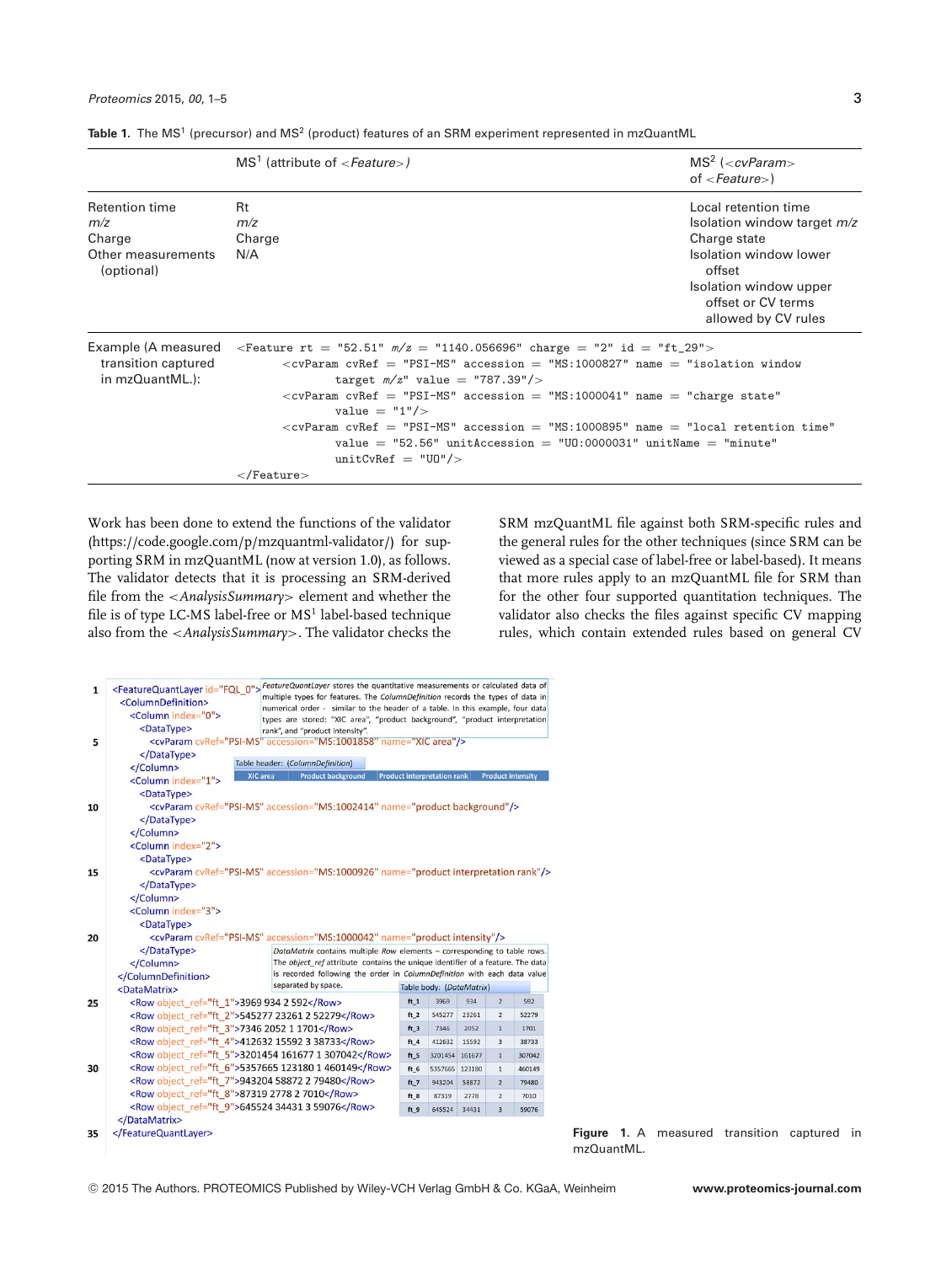**Table 1.** The MS[1] (precursor) and MS[2] (product) features of an SRM experiment represented in mzQuantML

| | MS[1] (attribute of <*Feature*>) | MS[2] (<*cvParam*> of <*Feature*>) |
|---|---|---|
| Retention time | Rt | Local retention time |
| *m/z* | *m/z* | Isolation window target *m/z* |
| Charge | Charge | Charge state |
| Other measurements (optional) | N/A | Isolation window lower offset; Isolation window upper offset or CV terms allowed by CV rules |
| Example (A measured transition captured in mzQuantML.): | `<Feature rt = "52.51" m/z = "1140.056696" charge = "2" id = "ft_29">` `<cvParam cvRef = "PSI-MS" accession = "MS:1000827" name = "isolation window target m/z" value = "787.39"/>` `<cvParam cvRef = "PSI-MS" accession = "MS:1000041" name = "charge state" value = "1"/>` `<cvParam cvRef = "PSI-MS" accession = "MS:1000895" name = "local retention time" value = "52.56" unitAccession = "UO:0000031" unitName = "minute" unitCvRef = "UO"/>` `</Feature>` | |

Work has been done to extend the functions of the validator (https://code.google.com/p/mzquantml-validator/) for supporting SRM in mzQuantML (now at version 1.0), as follows. The validator detects that it is processing an SRM-derived file from the <*AnalysisSummary*> element and whether the file is of type LC-MS label-free or MS[1] label-based technique also from the <*AnalysisSummary*>. The validator checks the SRM mzQuantML file against both SRM-specific rules and the general rules for the other techniques (since SRM can be viewed as a special case of label-free or label-based). It means that more rules apply to an mzQuantML file for SRM than for the other four supported quantitation techniques. The validator also checks the files against specific CV mapping rules, which contain extended rules based on general CV

```
1   <FeatureQuantLayer id="FQL_0">
      <ColumnDefinition>
        <Column index="0">
          <DataType>
5           <cvParam cvRef="PSI-MS" accession="MS:1001858" name="XIC area"/>
          </DataType>
        </Column>
        <Column index="1">
          <DataType>
10          <cvParam cvRef="PSI-MS" accession="MS:1002414" name="product background"/>
          </DataType>
        </Column>
        <Column index="2">
          <DataType>
15          <cvParam cvRef="PSI-MS" accession="MS:1000926" name="product interpretation rank"/>
          </DataType>
        </Column>
        <Column index="3">
          <DataType>
20          <cvParam cvRef="PSI-MS" accession="MS:1000042" name="product intensity"/>
          </DataType>
        </Column>
      </ColumnDefinition>
      <DataMatrix>
25      <Row object_ref="ft_1">3969 934 2 592</Row>
        <Row object_ref="ft_2">545277 23261 2 52279</Row>
        <Row object_ref="ft_3">7346 2052 1 1701</Row>
        <Row object_ref="ft_4">412632 15592 3 38733</Row>
        <Row object_ref="ft_5">3201454 161677 1 307042</Row>
30      <Row object_ref="ft_6">5357665 123180 1 460149</Row>
        <Row object_ref="ft_7">943204 58872 2 79480</Row>
        <Row object_ref="ft_8">87319 2778 2 7010</Row>
        <Row object_ref="ft_9">645524 34431 3 59076</Row>
      </DataMatrix>
35  </FeatureQuantLayer>
```

*FeatureQuantLayer* stores the quantitative measurements or calculated data of multiple types for features. The *ColumnDefinition* records the types of data in numerical order - similar to the header of a table. In this example, four data types are stored: "XIC area", "product background", "product interpretation rank", and "product intensity".

Table header: (*ColumnDefinition*)

| XIC area | Product background | Product interpretation rank | Product intensity |
|---|---|---|---|

*DataMatrix* contains multiple *Row* elements – corresponding to table rows. The *object_ref* attribute contains the unique identifier of a feature. The data is recorded following the order in *ColumnDefinition* with each data value separated by space.

Table body: (*DataMatrix*)

| | | | | |
|---|---|---|---|---|
| ft_1 | 3969 | 934 | 2 | 592 |
| ft_2 | 545277 | 23261 | 2 | 52279 |
| ft_3 | 7346 | 2052 | 1 | 1701 |
| ft_4 | 412632 | 15592 | 3 | 38733 |
| ft_5 | 3201454 | 161677 | 1 | 307042 |
| ft_6 | 5357665 | 123180 | 1 | 460149 |
| ft_7 | 943204 | 58872 | 2 | 79480 |
| ft_8 | 87319 | 2778 | 2 | 7010 |
| ft_9 | 645524 | 34431 | 3 | 59076 |

**Figure 1.** A measured transition captured in mzQuantML.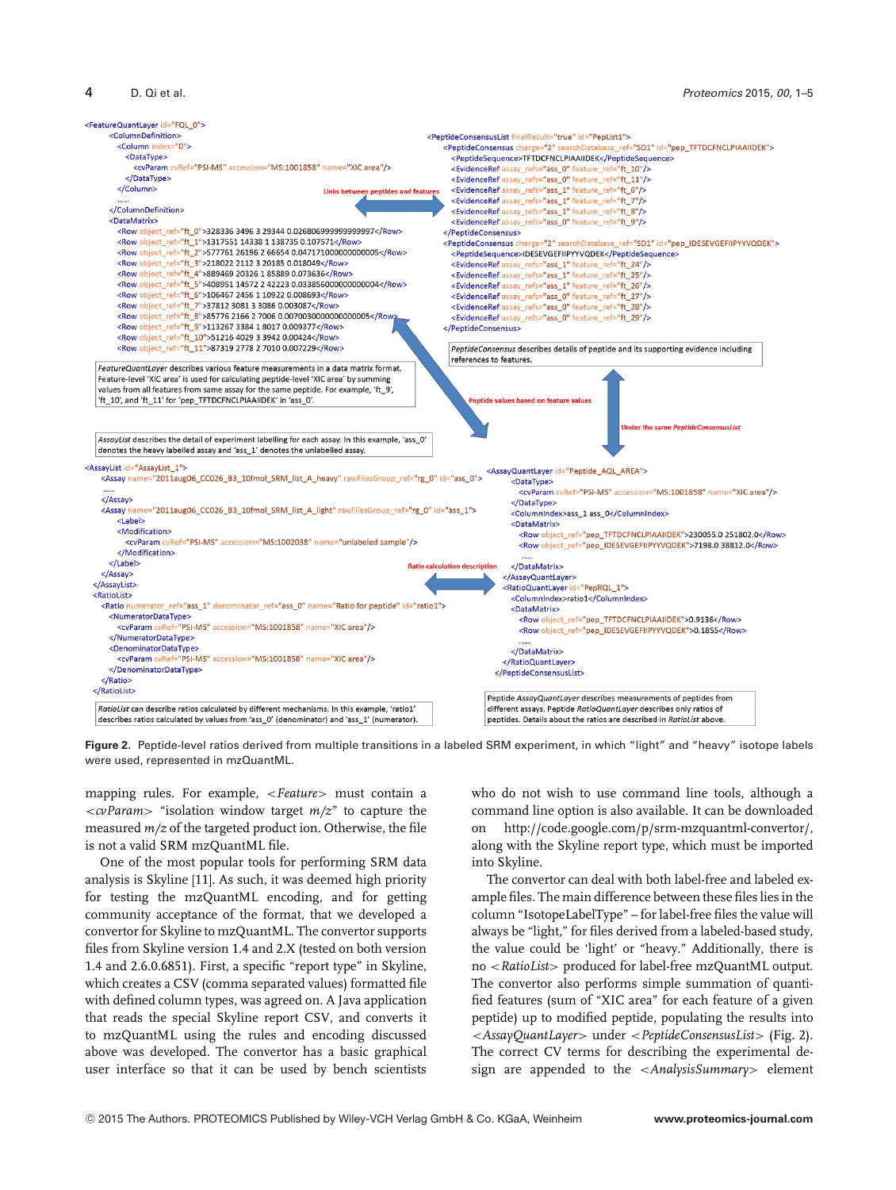```
<FeatureQuantLayer id="FQL_0">
    <ColumnDefinition>
        <Column index="0">
            <DataType>
                <cvParam cvRef="PSI-MS" accession="MS:1001858" name="XIC area"/>
            </DataType>
        </Column>
        ......
    </ColumnDefinition>
    <DataMatrix>
        <Row object_ref="ft_0">328336 3496 3 29344 0.026806999999999997</Row>
        <Row object_ref="ft_1">1317551 14338 1 138735 0.107571</Row>
        <Row object_ref="ft_2">577761 26196 2 66654 0.047171000000000005</Row>
        <Row object_ref="ft_3">218022 2112 3 20185 0.018049</Row>
        <Row object_ref="ft_4">889469 20326 1 85889 0.073636</Row>
        <Row object_ref="ft_5">408951 14572 2 42223 0.033856000000000004</Row>
        <Row object_ref="ft_6">106467 2456 1 10922 0.008693</Row>
        <Row object_ref="ft_7">37812 3081 3 3086 0.003087</Row>
        <Row object_ref="ft_8">85776 2166 2 7006 0.007003000000000005</Row>
        <Row object_ref="ft_9">113267 3384 1 8017 0.009377</Row>
        <Row object_ref="ft_10">51216 4029 3 3942 0.00424</Row>
        <Row object_ref="ft_11">87319 2778 2 7010 0.007229</Row>
```

*FeatureQuantLayer* describes various feature measurements in a data matrix format. Feature-level 'XIC area' is used for calculating peptide-level 'XIC area' by summing values from all features from same assay for the same peptide. For example, 'ft_9', 'ft_10', and 'ft_11' for 'pep_TFTDCFNCLPIAAIIDEK' in 'ass_0'.

Links between peptides and features

```
<PeptideConsensusList finalResult="true" id="PepList1">
    <PeptideConsensus charge="2" searchDatabase_ref="SD1" id="pep_TFTDCFNCLPIAAIIDEK">
        <PeptideSequence>TFTDCFNCLPIAAIIDEK</PeptideSequence>
        <EvidenceRef assay_refs="ass_0" feature_ref="ft_10"/>
        <EvidenceRef assay_refs="ass_0" feature_ref="ft_11"/>
        <EvidenceRef assay_refs="ass_1" feature_ref="ft_6"/>
        <EvidenceRef assay_refs="ass_1" feature_ref="ft_7"/>
        <EvidenceRef assay_refs="ass_1" feature_ref="ft_8"/>
        <EvidenceRef assay_refs="ass_0" feature_ref="ft_9"/>
    </PeptideConsensus>
    <PeptideConsensus charge="2" searchDatabase_ref="SD1" id="pep_IDESEVGEFIIPYYVQDEK">
        <PeptideSequence>IDESEVGEFIIPYYVQDEK</PeptideSequence>
        <EvidenceRef assay_refs="ass_1" feature_ref="ft_24"/>
        <EvidenceRef assay_refs="ass_1" feature_ref="ft_25"/>
        <EvidenceRef assay_refs="ass_1" feature_ref="ft_26"/>
        <EvidenceRef assay_refs="ass_0" feature_ref="ft_27"/>
        <EvidenceRef assay_refs="ass_0" feature_ref="ft_28"/>
        <EvidenceRef assay_refs="ass_0" feature_ref="ft_29"/>
    </PeptideConsensus>
```

*PeptideConsensus* describes details of peptide and its supporting evidence including references to features.

Peptide values based on feature values

Under the same *PeptideConsensusList*

*AssayList* describes the detail of experiment labelling for each assay. In this example, 'ass_0' denotes the heavy labelled assay and 'ass_1' denotes the unlabelled assay.

```
<AssayList id="AssayList_1">
    <Assay name="2011aug06_CC026_B3_10fmol_SRM_list_A_heavy" rawFilesGroup_ref="rg_0" id="ass_0">
        ......
    </Assay>
    <Assay name="2011aug06_CC026_B3_10fmol_SRM_list_A_light" rawFilesGroup_ref="rg_0" id="ass_1">
        <Label>
            <Modification>
                <cvParam cvRef="PSI-MS" accession="MS:1002038" name="unlabeled sample"/>
            </Modification>
        </Label>
    </Assay>
</AssayList>
<RatioList>
    <Ratio numerator_ref="ass_1" denominator_ref="ass_0" name="Ratio for peptide" id="ratio1">
        <NumeratorDataType>
            <cvParam cvRef="PSI-MS" accession="MS:1001858" name="XIC area"/>
        </NumeratorDataType>
        <DenominatorDataType>
            <cvParam cvRef="PSI-MS" accession="MS:1001858" name="XIC area"/>
        </DenominatorDataType>
    </Ratio>
</RatioList>
```

Ratio calculation description

```
<AssayQuantLayer id="Peptide_AQL_AREA">
    <DataType>
        <cvParam cvRef="PSI-MS" accession="MS:1001858" name="XIC area"/>
    </DataType>
    <ColumnIndex>ass_1 ass_0</ColumnIndex>
    <DataMatrix>
        <Row object_ref="pep_TFTDCFNCLPIAAIIDEK">230055.0 251802.0</Row>
        <Row object_ref="pep_IDESEVGEFIIPYYVQDEK">7198.0 38812.0</Row>
        ......
    </DataMatrix>
</AssayQuantLayer>
<RatioQuantLayer id="PepRQL_1">
    <ColumnIndex>ratio1</ColumnIndex>
    <DataMatrix>
        <Row object_ref="pep_TFTDCFNCLPIAAIIDEK">0.9136</Row>
        <Row object_ref="pep_IDESEVGEFIIPYYVQDEK">0.1855</Row>
        ......
    </DataMatrix>
</RatioQuantLayer>
</PeptideConsensusList>
```

*RatioList* can describe ratios calculated by different mechanisms. In this example, 'ratio1' describes ratios calculated by values from 'ass_0' (denominator) and 'ass_1' (numerator).

Peptide *AssayQuantLayer* describes measurements of peptides from different assays. Peptide *RatioQuantLayer* describes only ratios of peptides. Details about the ratios are described in *RatioList* above.

**Figure 2.** Peptide-level ratios derived from multiple transitions in a labeled SRM experiment, in which "light" and "heavy" isotope labels were used, represented in mzQuantML.

mapping rules. For example, *<Feature>* must contain a *<cvParam>* "isolation window target *m/z*" to capture the measured *m/z* of the targeted product ion. Otherwise, the file is not a valid SRM mzQuantML file.

One of the most popular tools for performing SRM data analysis is Skyline [11]. As such, it was deemed high priority for testing the mzQuantML encoding, and for getting community acceptance of the format, that we developed a convertor for Skyline to mzQuantML. The convertor supports files from Skyline version 1.4 and 2.X (tested on both version 1.4 and 2.6.0.6851). First, a specific "report type" in Skyline, which creates a CSV (comma separated values) formatted file with defined column types, was agreed on. A Java application that reads the special Skyline report CSV, and converts it to mzQuantML using the rules and encoding discussed above was developed. The convertor has a basic graphical user interface so that it can be used by bench scientists who do not wish to use command line tools, although a command line option is also available. It can be downloaded on http://code.google.com/p/srm-mzquantml-convertor/, along with the Skyline report type, which must be imported into Skyline.

The convertor can deal with both label-free and labeled example files. The main difference between these files lies in the column "IsotopeLabelType" – for label-free files the value will always be "light," for files derived from a labeled-based study, the value could be 'light' or "heavy." Additionally, there is no *<RatioList>* produced for label-free mzQuantML output. The convertor also performs simple summation of quantified features (sum of "XIC area" for each feature of a given peptide) up to modified peptide, populating the results into *<AssayQuantLayer>* under *<PeptideConsensusList>* (Fig. 2). The correct CV terms for describing the experimental design are appended to the *<AnalysisSummary>* element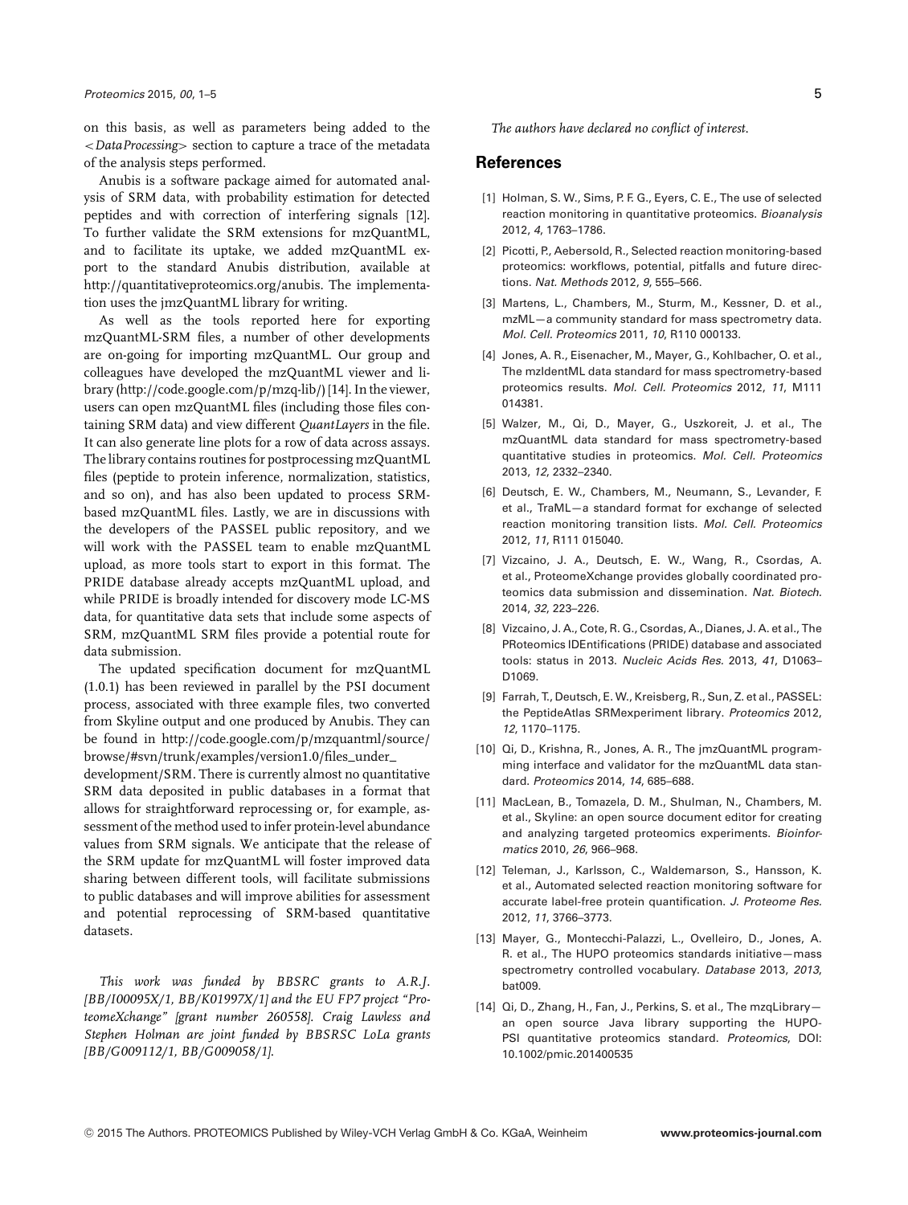on this basis, as well as parameters being added to the <*DataProcessing*> section to capture a trace of the metadata of the analysis steps performed.

Anubis is a software package aimed for automated analysis of SRM data, with probability estimation for detected peptides and with correction of interfering signals [12]. To further validate the SRM extensions for mzQuantML, and to facilitate its uptake, we added mzQuantML export to the standard Anubis distribution, available at http://quantitativeproteomics.org/anubis. The implementation uses the jmzQuantML library for writing.

As well as the tools reported here for exporting mzQuantML-SRM files, a number of other developments are on-going for importing mzQuantML. Our group and colleagues have developed the mzQuantML viewer and library (http://code.google.com/p/mzq-lib/) [14]. In the viewer, users can open mzQuantML files (including those files containing SRM data) and view different *QuantLayers* in the file. It can also generate line plots for a row of data across assays. The library contains routines for postprocessing mzQuantML files (peptide to protein inference, normalization, statistics, and so on), and has also been updated to process SRM-based mzQuantML files. Lastly, we are in discussions with the developers of the PASSEL public repository, and we will work with the PASSEL team to enable mzQuantML upload, as more tools start to export in this format. The PRIDE database already accepts mzQuantML upload, and while PRIDE is broadly intended for discovery mode LC-MS data, for quantitative data sets that include some aspects of SRM, mzQuantML SRM files provide a potential route for data submission.

The updated specification document for mzQuantML (1.0.1) has been reviewed in parallel by the PSI document process, associated with three example files, two converted from Skyline output and one produced by Anubis. They can be found in http://code.google.com/p/mzquantml/source/browse/#svn/trunk/examples/version1.0/files_under_development/SRM. There is currently almost no quantitative SRM data deposited in public databases in a format that allows for straightforward reprocessing or, for example, assessment of the method used to infer protein-level abundance values from SRM signals. We anticipate that the release of the SRM update for mzQuantML will foster improved data sharing between different tools, will facilitate submissions to public databases and will improve abilities for assessment and potential reprocessing of SRM-based quantitative datasets.

*This work was funded by BBSRC grants to A.R.J. [BB/I00095X/1, BB/K01997X/1] and the EU FP7 project "ProteomeXchange" [grant number 260558]. Craig Lawless and Stephen Holman are joint funded by BBSRSC LoLa grants [BB/G009112/1, BB/G009058/1].*

*The authors have declared no conflict of interest.*

## References

[1] Holman, S. W., Sims, P. F. G., Eyers, C. E., The use of selected reaction monitoring in quantitative proteomics. *Bioanalysis* 2012, *4*, 1763–1786.

[2] Picotti, P., Aebersold, R., Selected reaction monitoring-based proteomics: workflows, potential, pitfalls and future directions. *Nat. Methods* 2012, *9*, 555–566.

[3] Martens, L., Chambers, M., Sturm, M., Kessner, D. et al., mzML—a community standard for mass spectrometry data. *Mol. Cell. Proteomics* 2011, *10*, R110 000133.

[4] Jones, A. R., Eisenacher, M., Mayer, G., Kohlbacher, O. et al., The mzIdentML data standard for mass spectrometry-based proteomics results. *Mol. Cell. Proteomics* 2012, *11*, M111 014381.

[5] Walzer, M., Qi, D., Mayer, G., Uszkoreit, J. et al., The mzQuantML data standard for mass spectrometry-based quantitative studies in proteomics. *Mol. Cell. Proteomics* 2013, *12*, 2332–2340.

[6] Deutsch, E. W., Chambers, M., Neumann, S., Levander, F. et al., TraML—a standard format for exchange of selected reaction monitoring transition lists. *Mol. Cell. Proteomics* 2012, *11*, R111 015040.

[7] Vizcaino, J. A., Deutsch, E. W., Wang, R., Csordas, A. et al., ProteomeXchange provides globally coordinated proteomics data submission and dissemination. *Nat. Biotech.* 2014, *32*, 223–226.

[8] Vizcaino, J. A., Cote, R. G., Csordas, A., Dianes, J. A. et al., The PRoteomics IDEntifications (PRIDE) database and associated tools: status in 2013. *Nucleic Acids Res.* 2013, *41*, D1063–D1069.

[9] Farrah, T., Deutsch, E. W., Kreisberg, R., Sun, Z. et al., PASSEL: the PeptideAtlas SRMexperiment library. *Proteomics* 2012, *12*, 1170–1175.

[10] Qi, D., Krishna, R., Jones, A. R., The jmzQuantML programming interface and validator for the mzQuantML data standard. *Proteomics* 2014, *14*, 685–688.

[11] MacLean, B., Tomazela, D. M., Shulman, N., Chambers, M. et al., Skyline: an open source document editor for creating and analyzing targeted proteomics experiments. *Bioinformatics* 2010, *26*, 966–968.

[12] Teleman, J., Karlsson, C., Waldemarson, S., Hansson, K. et al., Automated selected reaction monitoring software for accurate label-free protein quantification. *J. Proteome Res.* 2012, *11*, 3766–3773.

[13] Mayer, G., Montecchi-Palazzi, L., Ovelleiro, D., Jones, A. R. et al., The HUPO proteomics standards initiative—mass spectrometry controlled vocabulary. *Database* 2013, *2013*, bat009.

[14] Qi, D., Zhang, H., Fan, J., Perkins, S. et al., The mzqLibrary—an open source Java library supporting the HUPO-PSI quantitative proteomics standard. *Proteomics*, DOI: 10.1002/pmic.201400535